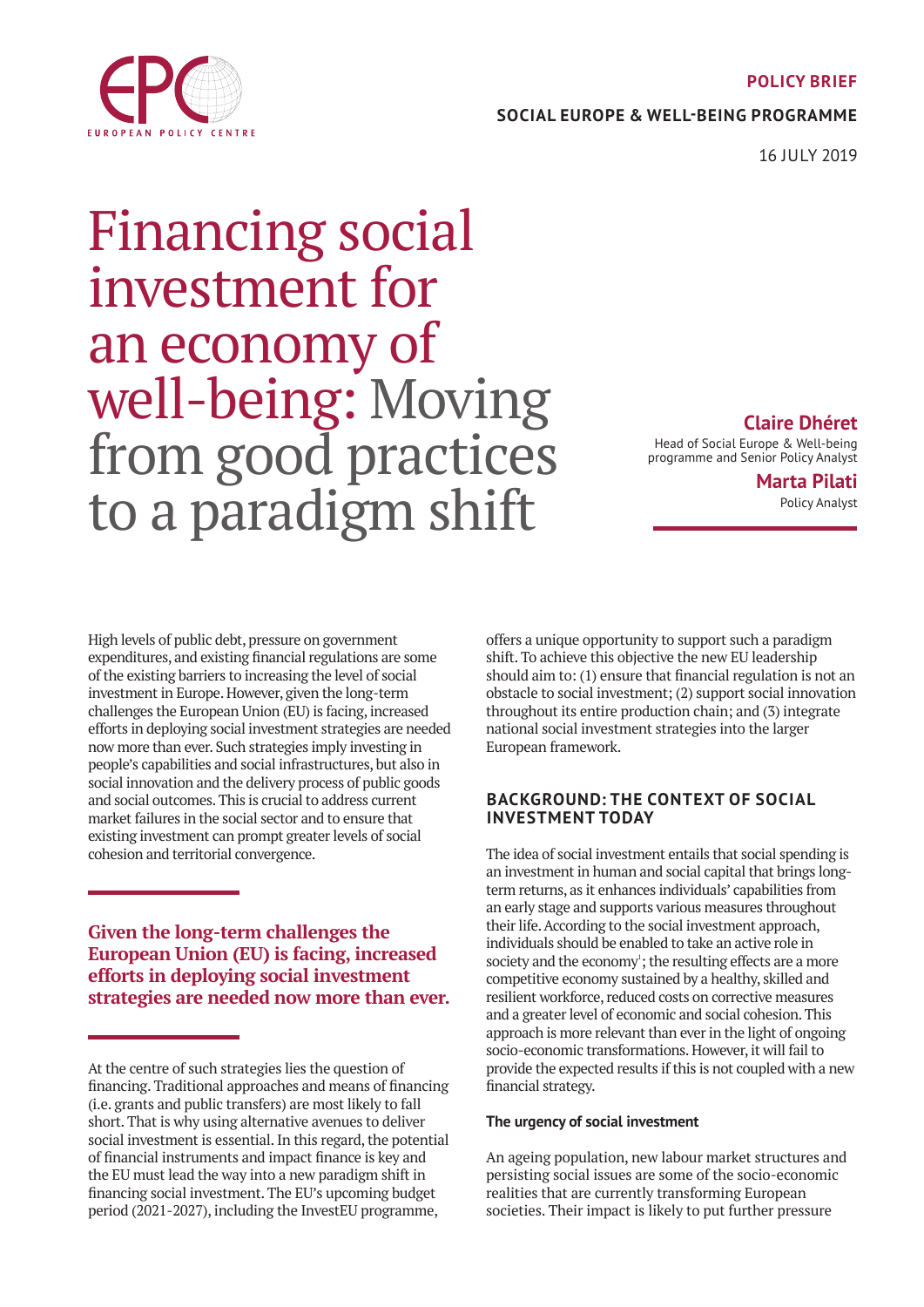POLICY BRIEF

SOCIAL EUROPE & WELL-BEING PROGRAMME

16 JULY 2019

# Financing social investment for an economy of well-being: Moving from good practices to a paradigm shift

**Claire Dhéret**
Head of Social Europe & Well-being programme and Senior Policy Analyst

**Marta Pilati**
Policy Analyst

High levels of public debt, pressure on government expenditures, and existing financial regulations are some of the existing barriers to increasing the level of social investment in Europe. However, given the long-term challenges the European Union (EU) is facing, increased efforts in deploying social investment strategies are needed now more than ever. Such strategies imply investing in people's capabilities and social infrastructures, but also in social innovation and the delivery process of public goods and social outcomes. This is crucial to address current market failures in the social sector and to ensure that existing investment can prompt greater levels of social cohesion and territorial convergence.

**Given the long-term challenges the European Union (EU) is facing, increased efforts in deploying social investment strategies are needed now more than ever.**

At the centre of such strategies lies the question of financing. Traditional approaches and means of financing (i.e. grants and public transfers) are most likely to fall short. That is why using alternative avenues to deliver social investment is essential. In this regard, the potential of financial instruments and impact finance is key and the EU must lead the way into a new paradigm shift in financing social investment. The EU's upcoming budget period (2021-2027), including the InvestEU programme, offers a unique opportunity to support such a paradigm shift. To achieve this objective the new EU leadership should aim to: (1) ensure that financial regulation is not an obstacle to social investment; (2) support social innovation throughout its entire production chain; and (3) integrate national social investment strategies into the larger European framework.

## BACKGROUND: THE CONTEXT OF SOCIAL INVESTMENT TODAY

The idea of social investment entails that social spending is an investment in human and social capital that brings long-term returns, as it enhances individuals' capabilities from an early stage and supports various measures throughout their life. According to the social investment approach, individuals should be enabled to take an active role in society and the economy[1]; the resulting effects are a more competitive economy sustained by a healthy, skilled and resilient workforce, reduced costs on corrective measures and a greater level of economic and social cohesion. This approach is more relevant than ever in the light of ongoing socio-economic transformations. However, it will fail to provide the expected results if this is not coupled with a new financial strategy.

### The urgency of social investment

An ageing population, new labour market structures and persisting social issues are some of the socio-economic realities that are currently transforming European societies. Their impact is likely to put further pressure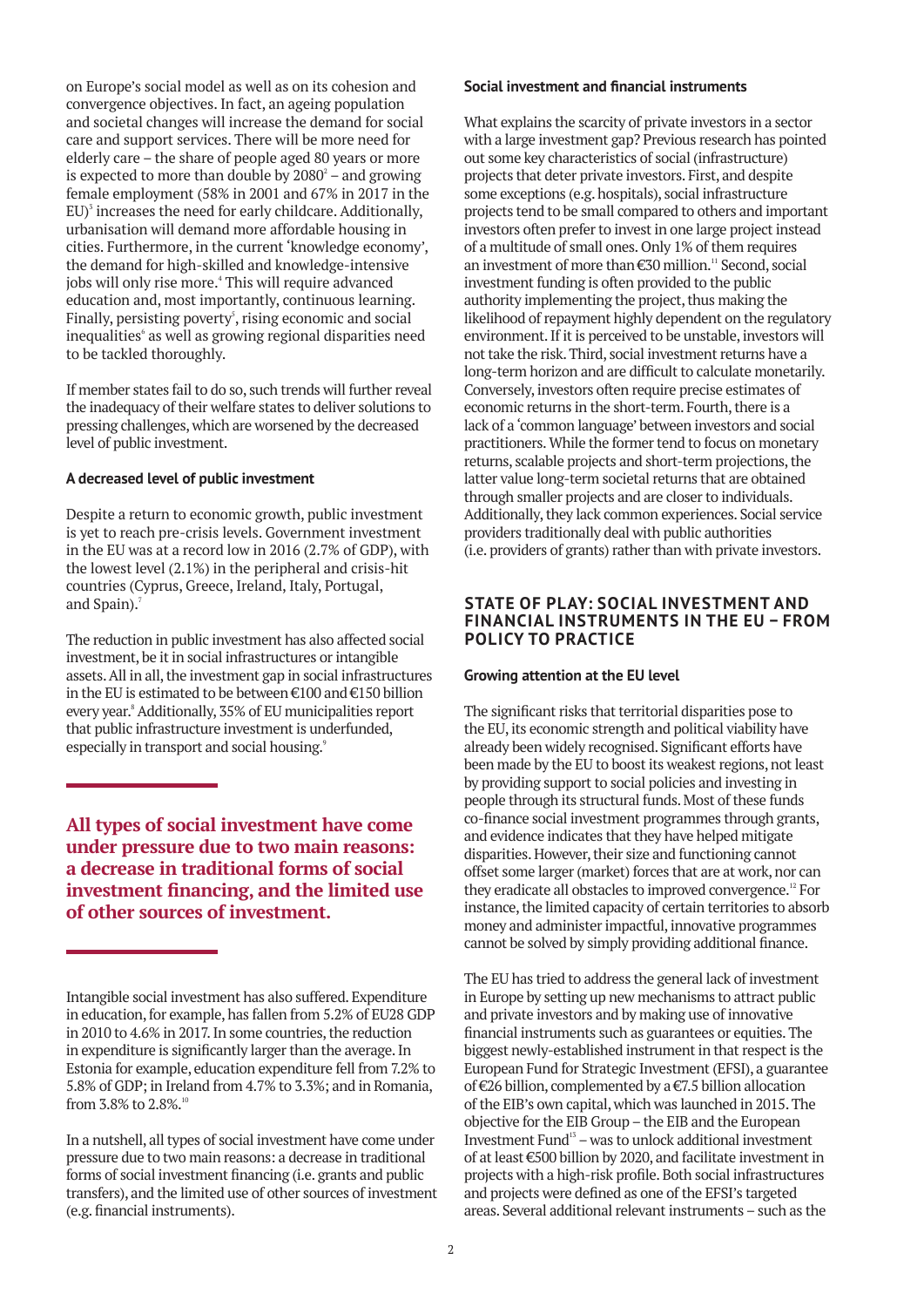on Europe's social model as well as on its cohesion and convergence objectives. In fact, an ageing population and societal changes will increase the demand for social care and support services. There will be more need for elderly care – the share of people aged 80 years or more is expected to more than double by 2080[2] – and growing female employment (58% in 2001 and 67% in 2017 in the EU)[3] increases the need for early childcare. Additionally, urbanisation will demand more affordable housing in cities. Furthermore, in the current 'knowledge economy', the demand for high-skilled and knowledge-intensive jobs will only rise more.[4] This will require advanced education and, most importantly, continuous learning. Finally, persisting poverty[5], rising economic and social inequalities[6] as well as growing regional disparities need to be tackled thoroughly.

If member states fail to do so, such trends will further reveal the inadequacy of their welfare states to deliver solutions to pressing challenges, which are worsened by the decreased level of public investment.

**A decreased level of public investment**

Despite a return to economic growth, public investment is yet to reach pre-crisis levels. Government investment in the EU was at a record low in 2016 (2.7% of GDP), with the lowest level (2.1%) in the peripheral and crisis-hit countries (Cyprus, Greece, Ireland, Italy, Portugal, and Spain).[7]

The reduction in public investment has also affected social investment, be it in social infrastructures or intangible assets. All in all, the investment gap in social infrastructures in the EU is estimated to be between €100 and €150 billion every year.[8] Additionally, 35% of EU municipalities report that public infrastructure investment is underfunded, especially in transport and social housing.[9]

> **All types of social investment have come under pressure due to two main reasons: a decrease in traditional forms of social investment financing, and the limited use of other sources of investment.**

Intangible social investment has also suffered. Expenditure in education, for example, has fallen from 5.2% of EU28 GDP in 2010 to 4.6% in 2017. In some countries, the reduction in expenditure is significantly larger than the average. In Estonia for example, education expenditure fell from 7.2% to 5.8% of GDP; in Ireland from 4.7% to 3.3%; and in Romania, from 3.8% to 2.8%.[10]

In a nutshell, all types of social investment have come under pressure due to two main reasons: a decrease in traditional forms of social investment financing (i.e. grants and public transfers), and the limited use of other sources of investment (e.g. financial instruments).

**Social investment and financial instruments**

What explains the scarcity of private investors in a sector with a large investment gap? Previous research has pointed out some key characteristics of social (infrastructure) projects that deter private investors. First, and despite some exceptions (e.g. hospitals), social infrastructure projects tend to be small compared to others and important investors often prefer to invest in one large project instead of a multitude of small ones. Only 1% of them requires an investment of more than €30 million.[11] Second, social investment funding is often provided to the public authority implementing the project, thus making the likelihood of repayment highly dependent on the regulatory environment. If it is perceived to be unstable, investors will not take the risk. Third, social investment returns have a long-term horizon and are difficult to calculate monetarily. Conversely, investors often require precise estimates of economic returns in the short-term. Fourth, there is a lack of a 'common language' between investors and social practitioners. While the former tend to focus on monetary returns, scalable projects and short-term projections, the latter value long-term societal returns that are obtained through smaller projects and are closer to individuals. Additionally, they lack common experiences. Social service providers traditionally deal with public authorities (i.e. providers of grants) rather than with private investors.

## STATE OF PLAY: SOCIAL INVESTMENT AND FINANCIAL INSTRUMENTS IN THE EU – FROM POLICY TO PRACTICE

**Growing attention at the EU level**

The significant risks that territorial disparities pose to the EU, its economic strength and political viability have already been widely recognised. Significant efforts have been made by the EU to boost its weakest regions, not least by providing support to social policies and investing in people through its structural funds. Most of these funds co-finance social investment programmes through grants, and evidence indicates that they have helped mitigate disparities. However, their size and functioning cannot offset some larger (market) forces that are at work, nor can they eradicate all obstacles to improved convergence.[12] For instance, the limited capacity of certain territories to absorb money and administer impactful, innovative programmes cannot be solved by simply providing additional finance.

The EU has tried to address the general lack of investment in Europe by setting up new mechanisms to attract public and private investors and by making use of innovative financial instruments such as guarantees or equities. The biggest newly-established instrument in that respect is the European Fund for Strategic Investment (EFSI), a guarantee of €26 billion, complemented by a €7.5 billion allocation of the EIB's own capital, which was launched in 2015. The objective for the EIB Group – the EIB and the European Investment Fund[13] – was to unlock additional investment of at least €500 billion by 2020, and facilitate investment in projects with a high-risk profile. Both social infrastructures and projects were defined as one of the EFSI's targeted areas. Several additional relevant instruments – such as the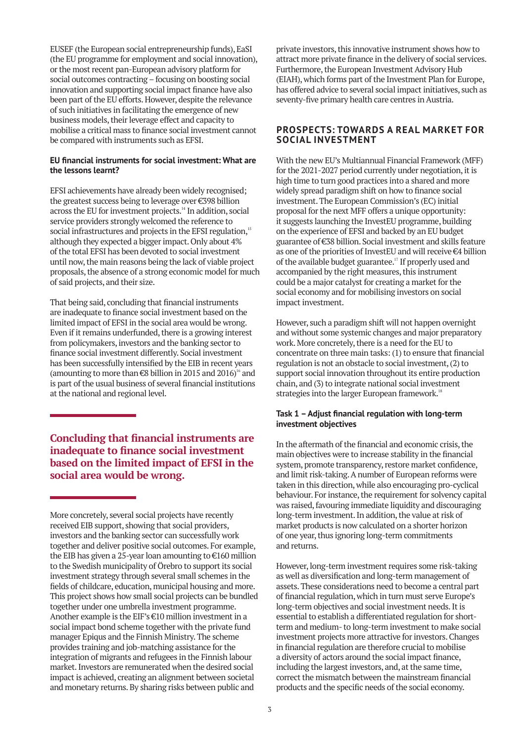EUSEF (the European social entrepreneurship funds), EaSI (the EU programme for employment and social innovation), or the most recent pan-European advisory platform for social outcomes contracting – focusing on boosting social innovation and supporting social impact finance have also been part of the EU efforts. However, despite the relevance of such initiatives in facilitating the emergence of new business models, their leverage effect and capacity to mobilise a critical mass to finance social investment cannot be compared with instruments such as EFSI.

#### EU financial instruments for social investment: What are the lessons learnt?

EFSI achievements have already been widely recognised; the greatest success being to leverage over €398 billion across the EU for investment projects.[14] In addition, social service providers strongly welcomed the reference to social infrastructures and projects in the EFSI regulation,[15] although they expected a bigger impact. Only about 4% of the total EFSI has been devoted to social investment until now, the main reasons being the lack of viable project proposals, the absence of a strong economic model for much of said projects, and their size.

That being said, concluding that financial instruments are inadequate to finance social investment based on the limited impact of EFSI in the social area would be wrong. Even if it remains underfunded, there is a growing interest from policymakers, investors and the banking sector to finance social investment differently. Social investment has been successfully intensified by the EIB in recent years (amounting to more than €8 billion in 2015 and 2016)[16] and is part of the usual business of several financial institutions at the national and regional level.

**Concluding that financial instruments are inadequate to finance social investment based on the limited impact of EFSI in the social area would be wrong.**

More concretely, several social projects have recently received EIB support, showing that social providers, investors and the banking sector can successfully work together and deliver positive social outcomes. For example, the EIB has given a 25-year loan amounting to €160 million to the Swedish municipality of Örebro to support its social investment strategy through several small schemes in the fields of childcare, education, municipal housing and more. This project shows how small social projects can be bundled together under one umbrella investment programme. Another example is the EIF's €10 million investment in a social impact bond scheme together with the private fund manager Epiqus and the Finnish Ministry. The scheme provides training and job-matching assistance for the integration of migrants and refugees in the Finnish labour market. Investors are remunerated when the desired social impact is achieved, creating an alignment between societal and monetary returns. By sharing risks between public and private investors, this innovative instrument shows how to attract more private finance in the delivery of social services. Furthermore, the European Investment Advisory Hub (EIAH), which forms part of the Investment Plan for Europe, has offered advice to several social impact initiatives, such as seventy-five primary health care centres in Austria.

## PROSPECTS: TOWARDS A REAL MARKET FOR SOCIAL INVESTMENT

With the new EU's Multiannual Financial Framework (MFF) for the 2021-2027 period currently under negotiation, it is high time to turn good practices into a shared and more widely spread paradigm shift on how to finance social investment. The European Commission's (EC) initial proposal for the next MFF offers a unique opportunity: it suggests launching the InvestEU programme, building on the experience of EFSI and backed by an EU budget guarantee of €38 billion. Social investment and skills feature as one of the priorities of InvestEU and will receive €4 billion of the available budget guarantee.[17] If properly used and accompanied by the right measures, this instrument could be a major catalyst for creating a market for the social economy and for mobilising investors on social impact investment.

However, such a paradigm shift will not happen overnight and without some systemic changes and major preparatory work. More concretely, there is a need for the EU to concentrate on three main tasks: (1) to ensure that financial regulation is not an obstacle to social investment, (2) to support social innovation throughout its entire production chain, and (3) to integrate national social investment strategies into the larger European framework.[18]

#### Task 1 – Adjust financial regulation with long-term investment objectives

In the aftermath of the financial and economic crisis, the main objectives were to increase stability in the financial system, promote transparency, restore market confidence, and limit risk-taking. A number of European reforms were taken in this direction, while also encouraging pro-cyclical behaviour. For instance, the requirement for solvency capital was raised, favouring immediate liquidity and discouraging long-term investment. In addition, the value at risk of market products is now calculated on a shorter horizon of one year, thus ignoring long-term commitments and returns.

However, long-term investment requires some risk-taking as well as diversification and long-term management of assets. These considerations need to become a central part of financial regulation, which in turn must serve Europe's long-term objectives and social investment needs. It is essential to establish a differentiated regulation for short-term and medium- to long-term investment to make social investment projects more attractive for investors. Changes in financial regulation are therefore crucial to mobilise a diversity of actors around the social impact finance, including the largest investors, and, at the same time, correct the mismatch between the mainstream financial products and the specific needs of the social economy.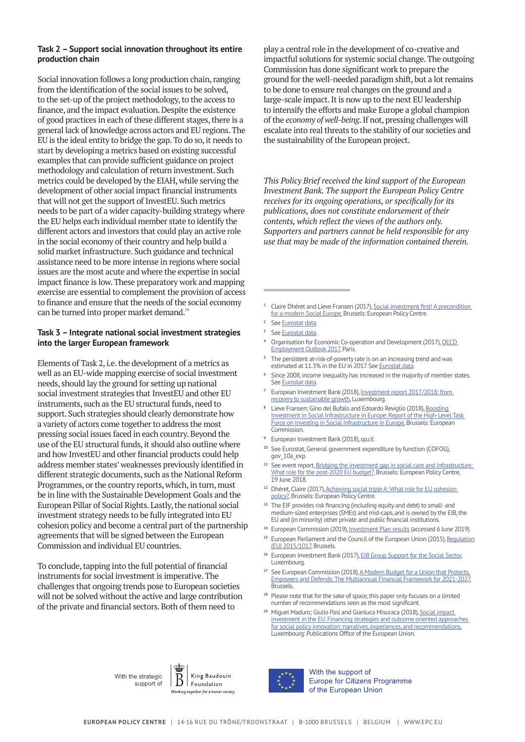### Task 2 – Support social innovation throughout its entire production chain

Social innovation follows a long production chain, ranging from the identification of the social issues to be solved, to the set-up of the project methodology, to the access to finance, and the impact evaluation. Despite the existence of good practices in each of these different stages, there is a general lack of knowledge across actors and EU regions. The EU is the ideal entity to bridge the gap. To do so, it needs to start by developing a metrics based on existing successful examples that can provide sufficient guidance on project methodology and calculation of return investment. Such metrics could be developed by the EIAH, while serving the development of other social impact financial instruments that will not get the support of InvestEU. Such metrics needs to be part of a wider capacity-building strategy where the EU helps each individual member state to identify the different actors and investors that could play an active role in the social economy of their country and help build a solid market infrastructure. Such guidance and technical assistance need to be more intense in regions where social issues are the most acute and where the expertise in social impact finance is low. These preparatory work and mapping exercise are essential to complement the provision of access to finance and ensure that the needs of the social economy can be turned into proper market demand.[19]

### Task 3 – Integrate national social investment strategies into the larger European framework

Elements of Task 2, i.e. the development of a metrics as well as an EU-wide mapping exercise of social investment needs, should lay the ground for setting up national social investment strategies that InvestEU and other EU instruments, such as the EU structural funds, need to support. Such strategies should clearly demonstrate how a variety of actors come together to address the most pressing social issues faced in each country. Beyond the use of the EU structural funds, it should also outline where and how InvestEU and other financial products could help address member states' weaknesses previously identified in different strategic documents, such as the National Reform Programmes, or the country reports, which, in turn, must be in line with the Sustainable Development Goals and the European Pillar of Social Rights. Lastly, the national social investment strategy needs to be fully integrated into EU cohesion policy and become a central part of the partnership agreements that will be signed between the European Commission and individual EU countries.

To conclude, tapping into the full potential of financial instruments for social investment is imperative. The challenges that ongoing trends pose to European societies will not be solved without the active and large contribution of the private and financial sectors. Both of them need to play a central role in the development of co-creative and impactful solutions for systemic social change. The outgoing Commission has done significant work to prepare the ground for the well-needed paradigm shift, but a lot remains to be done to ensure real changes on the ground and a large-scale impact. It is now up to the next EU leadership to intensify the efforts and make Europe a global champion of the *economy of well-being*. If not, pressing challenges will escalate into real threats to the stability of our societies and the sustainability of the European project.

*This Policy Brief received the kind support of the European Investment Bank. The support the European Policy Centre receives for its ongoing operations, or specifically for its publications, does not constitute endorsement of their contents, which reflect the views of the authors only. Supporters and partners cannot be held responsible for any use that may be made of the information contained therein.*

---

[1] Claire Dhéret and Lieve Fransen (2017), Social investment first! A precondition for a modern Social Europe, Brussels: European Policy Centre.

[2] See Eurostat data.

[3] See Eurostat data.

[4] Organisation for Economic Co-operation and Development (2017), OECD Employment Outlook 2017, Paris.

[5] The persistent at-risk-of-poverty rate is on an increasing trend and was estimated at 11.3% in the EU in 2017. See Eurostat data.

[6] Since 2008, income inequality has increased in the majority of member states. See Eurostat data.

[7] European Investment Bank (2018), Investment report 2017/2018: from recovery to sustainable growth, Luxembourg.

[8] Lieve Fransen; Gino del Bufalo and Edoardo Reviglio (2018), Boosting Investment in Social Infrastructure in Europe: Report of the High-Level Task Force on Investing in Social Infrastructure in Europe, Brussels: European Commission.

[9] European Investment Bank (2018), *op.cit.*

[10] See Eurostat, General government expenditure by function (COFOG), gov_10a_exp.

[11] See event report, Bridging the investment gap in social care and infrastructure: What role for the post-2020 EU budget?, Brussels: European Policy Centre, 19 June 2018.

[12] Dhéret, Claire (2017), Achieving social triple A: What role for EU cohesion policy?, Brussels: European Policy Centre.

[13] The EIF provides risk financing (including equity and debt) to small- and medium-sized enterprises (SMEs) and mid-caps, and is owned by the EIB, the EU and (in minority) other private and public financial institutions.

[14] European Commission (2019), Investment Plan results (accessed 6 June 2019).

[15] European Parliament and the Council of the European Union (2015), Regulation (EU) 2015/1017, Brussels.

[16] European Investment Bank (2017), EIB Group Support for the Social Sector, Luxembourg.

[17] See European Commission (2018), A Modern Budget for a Union that Protects, Empowers and Defends: The Multiannual Financial Framework for 2021-2027, Brussels.

[18] Please note that for the sake of space, this paper only focuses on a limited number of recommendations seen as the most significant.

[19] Miguel Maduro; Giulio Pasi and Gianluca Misuraca (2018), Social impact investment in the EU. Financing strategies and outcome oriented approaches for social policy innovation: narratives, experiences, and recommendations, Luxembourg: Publications Office of the European Union.

With the strategic support of King Baudouin Foundation — Working together for a better society

With the support of Europe for Citizens Programme of the European Union